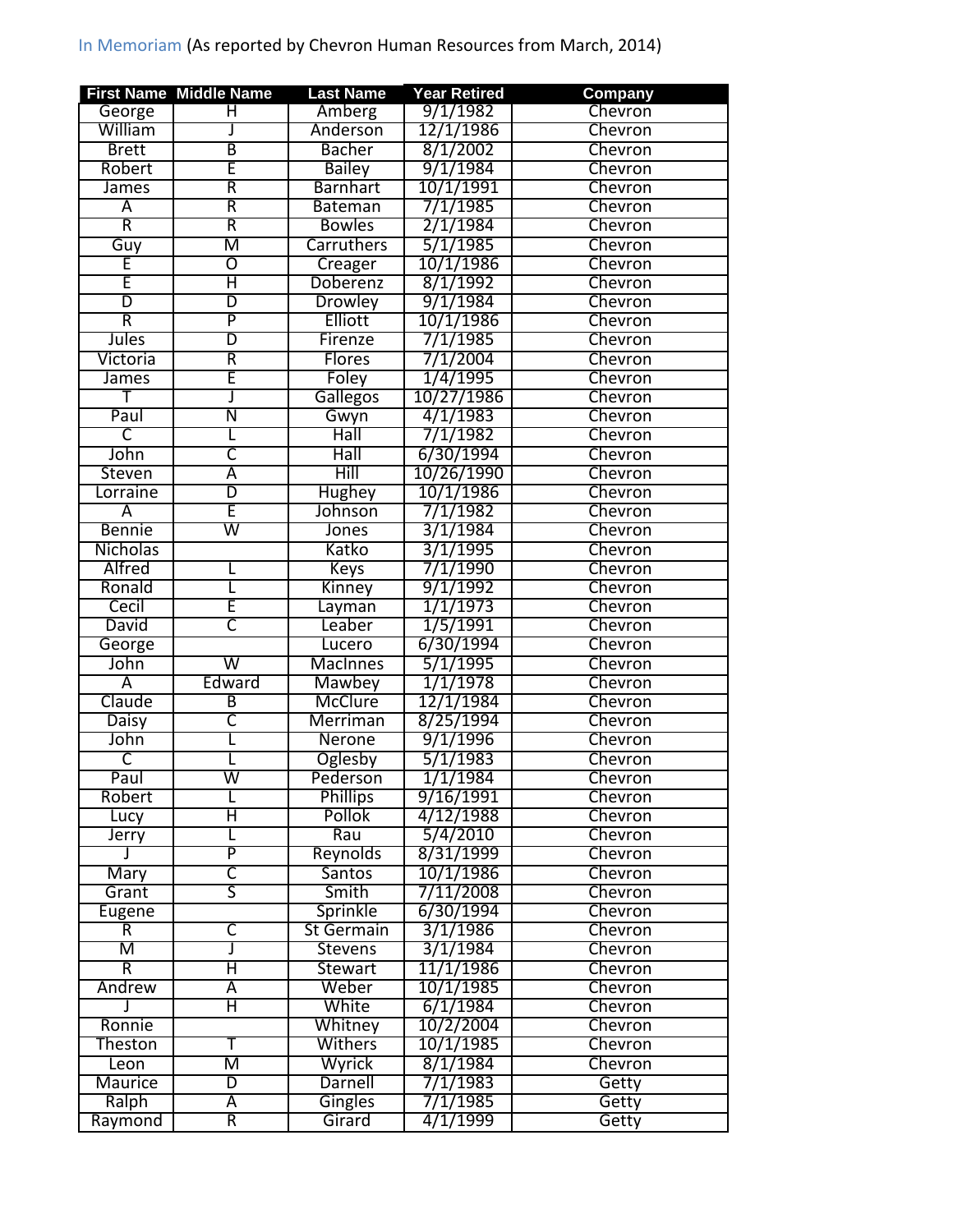In Memoriam (As reported by Chevron Human Resources from March, 2014)

| First Name | Middle Name | Last Name | Year Retired | Company |
|---|---|---|---|---|
| George | H | Amberg | 9/1/1982 | Chevron |
| William | J | Anderson | 12/1/1986 | Chevron |
| Brett | B | Bacher | 8/1/2002 | Chevron |
| Robert | E | Bailey | 9/1/1984 | Chevron |
| James | R | Barnhart | 10/1/1991 | Chevron |
| A | R | Bateman | 7/1/1985 | Chevron |
| R | R | Bowles | 2/1/1984 | Chevron |
| Guy | M | Carruthers | 5/1/1985 | Chevron |
| E | O | Creager | 10/1/1986 | Chevron |
| E | H | Doberenz | 8/1/1992 | Chevron |
| D | D | Drowley | 9/1/1984 | Chevron |
| R | P | Elliott | 10/1/1986 | Chevron |
| Jules | D | Firenze | 7/1/1985 | Chevron |
| Victoria | R | Flores | 7/1/2004 | Chevron |
| James | E | Foley | 1/4/1995 | Chevron |
| T | J | Gallegos | 10/27/1986 | Chevron |
| Paul | N | Gwyn | 4/1/1983 | Chevron |
| C | L | Hall | 7/1/1982 | Chevron |
| John | C | Hall | 6/30/1994 | Chevron |
| Steven | A | Hill | 10/26/1990 | Chevron |
| Lorraine | D | Hughey | 10/1/1986 | Chevron |
| A | E | Johnson | 7/1/1982 | Chevron |
| Bennie | W | Jones | 3/1/1984 | Chevron |
| Nicholas | | Katko | 3/1/1995 | Chevron |
| Alfred | L | Keys | 7/1/1990 | Chevron |
| Ronald | L | Kinney | 9/1/1992 | Chevron |
| Cecil | E | Layman | 1/1/1973 | Chevron |
| David | C | Leaber | 1/5/1991 | Chevron |
| George | | Lucero | 6/30/1994 | Chevron |
| John | W | MacInnes | 5/1/1995 | Chevron |
| A | Edward | Mawbey | 1/1/1978 | Chevron |
| Claude | B | McClure | 12/1/1984 | Chevron |
| Daisy | C | Merriman | 8/25/1994 | Chevron |
| John | L | Nerone | 9/1/1996 | Chevron |
| C | L | Oglesby | 5/1/1983 | Chevron |
| Paul | W | Pederson | 1/1/1984 | Chevron |
| Robert | L | Phillips | 9/16/1991 | Chevron |
| Lucy | H | Pollok | 4/12/1988 | Chevron |
| Jerry | L | Rau | 5/4/2010 | Chevron |
| J | P | Reynolds | 8/31/1999 | Chevron |
| Mary | C | Santos | 10/1/1986 | Chevron |
| Grant | S | Smith | 7/11/2008 | Chevron |
| Eugene | | Sprinkle | 6/30/1994 | Chevron |
| R | C | St Germain | 3/1/1986 | Chevron |
| M | J | Stevens | 3/1/1984 | Chevron |
| R | H | Stewart | 11/1/1986 | Chevron |
| Andrew | A | Weber | 10/1/1985 | Chevron |
| J | H | White | 6/1/1984 | Chevron |
| Ronnie | | Whitney | 10/2/2004 | Chevron |
| Theston | T | Withers | 10/1/1985 | Chevron |
| Leon | M | Wyrick | 8/1/1984 | Chevron |
| Maurice | D | Darnell | 7/1/1983 | Getty |
| Ralph | A | Gingles | 7/1/1985 | Getty |
| Raymond | R | Girard | 4/1/1999 | Getty |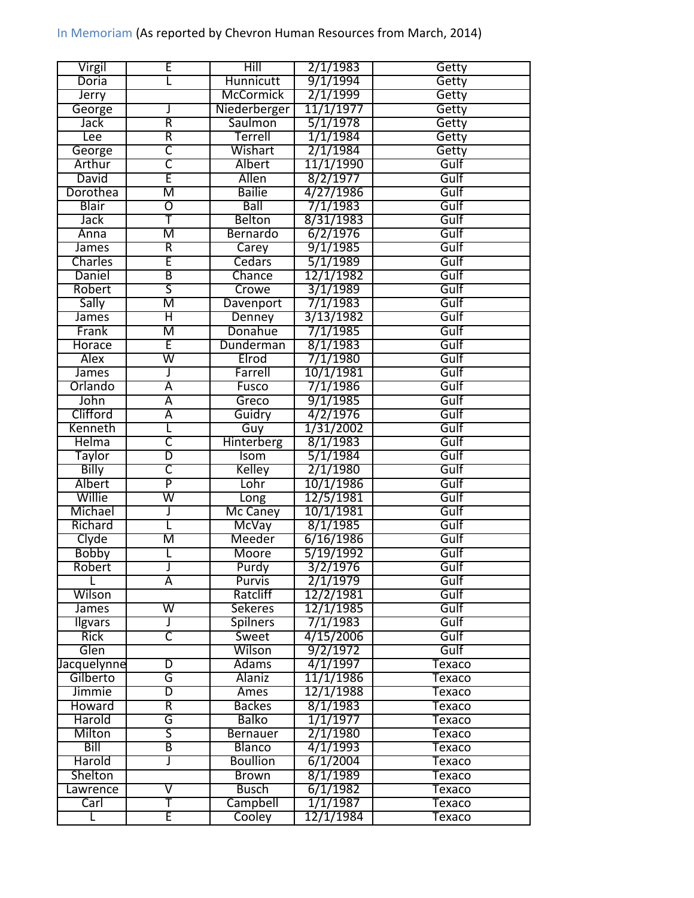In Memoriam (As reported by Chevron Human Resources from March, 2014)

| | | | | |
|---|---|---|---|---|
| Virgil | E | Hill | 2/1/1983 | Getty |
| Doria | L | Hunnicutt | 9/1/1994 | Getty |
| Jerry | | McCormick | 2/1/1999 | Getty |
| George | J | Niederberger | 11/1/1977 | Getty |
| Jack | R | Saulmon | 5/1/1978 | Getty |
| Lee | R | Terrell | 1/1/1984 | Getty |
| George | C | Wishart | 2/1/1984 | Getty |
| Arthur | C | Albert | 11/1/1990 | Gulf |
| David | E | Allen | 8/2/1977 | Gulf |
| Dorothea | M | Bailie | 4/27/1986 | Gulf |
| Blair | O | Ball | 7/1/1983 | Gulf |
| Jack | T | Belton | 8/31/1983 | Gulf |
| Anna | M | Bernardo | 6/2/1976 | Gulf |
| James | R | Carey | 9/1/1985 | Gulf |
| Charles | E | Cedars | 5/1/1989 | Gulf |
| Daniel | B | Chance | 12/1/1982 | Gulf |
| Robert | S | Crowe | 3/1/1989 | Gulf |
| Sally | M | Davenport | 7/1/1983 | Gulf |
| James | H | Denney | 3/13/1982 | Gulf |
| Frank | M | Donahue | 7/1/1985 | Gulf |
| Horace | E | Dunderman | 8/1/1983 | Gulf |
| Alex | W | Elrod | 7/1/1980 | Gulf |
| James | J | Farrell | 10/1/1981 | Gulf |
| Orlando | A | Fusco | 7/1/1986 | Gulf |
| John | A | Greco | 9/1/1985 | Gulf |
| Clifford | A | Guidry | 4/2/1976 | Gulf |
| Kenneth | L | Guy | 1/31/2002 | Gulf |
| Helma | C | Hinterberg | 8/1/1983 | Gulf |
| Taylor | D | Isom | 5/1/1984 | Gulf |
| Billy | C | Kelley | 2/1/1980 | Gulf |
| Albert | P | Lohr | 10/1/1986 | Gulf |
| Willie | W | Long | 12/5/1981 | Gulf |
| Michael | J | Mc Caney | 10/1/1981 | Gulf |
| Richard | L | McVay | 8/1/1985 | Gulf |
| Clyde | M | Meeder | 6/16/1986 | Gulf |
| Bobby | L | Moore | 5/19/1992 | Gulf |
| Robert | J | Purdy | 3/2/1976 | Gulf |
| L | A | Purvis | 2/1/1979 | Gulf |
| Wilson | | Ratcliff | 12/2/1981 | Gulf |
| James | W | Sekeres | 12/1/1985 | Gulf |
| Ilgvars | J | Spilners | 7/1/1983 | Gulf |
| Rick | C | Sweet | 4/15/2006 | Gulf |
| Glen | | Wilson | 9/2/1972 | Gulf |
| Jacquelynne | D | Adams | 4/1/1997 | Texaco |
| Gilberto | G | Alaniz | 11/1/1986 | Texaco |
| Jimmie | D | Ames | 12/1/1988 | Texaco |
| Howard | R | Backes | 8/1/1983 | Texaco |
| Harold | G | Balko | 1/1/1977 | Texaco |
| Milton | S | Bernauer | 2/1/1980 | Texaco |
| Bill | B | Blanco | 4/1/1993 | Texaco |
| Harold | J | Boullion | 6/1/2004 | Texaco |
| Shelton | | Brown | 8/1/1989 | Texaco |
| Lawrence | V | Busch | 6/1/1982 | Texaco |
| Carl | T | Campbell | 1/1/1987 | Texaco |
| L | E | Cooley | 12/1/1984 | Texaco |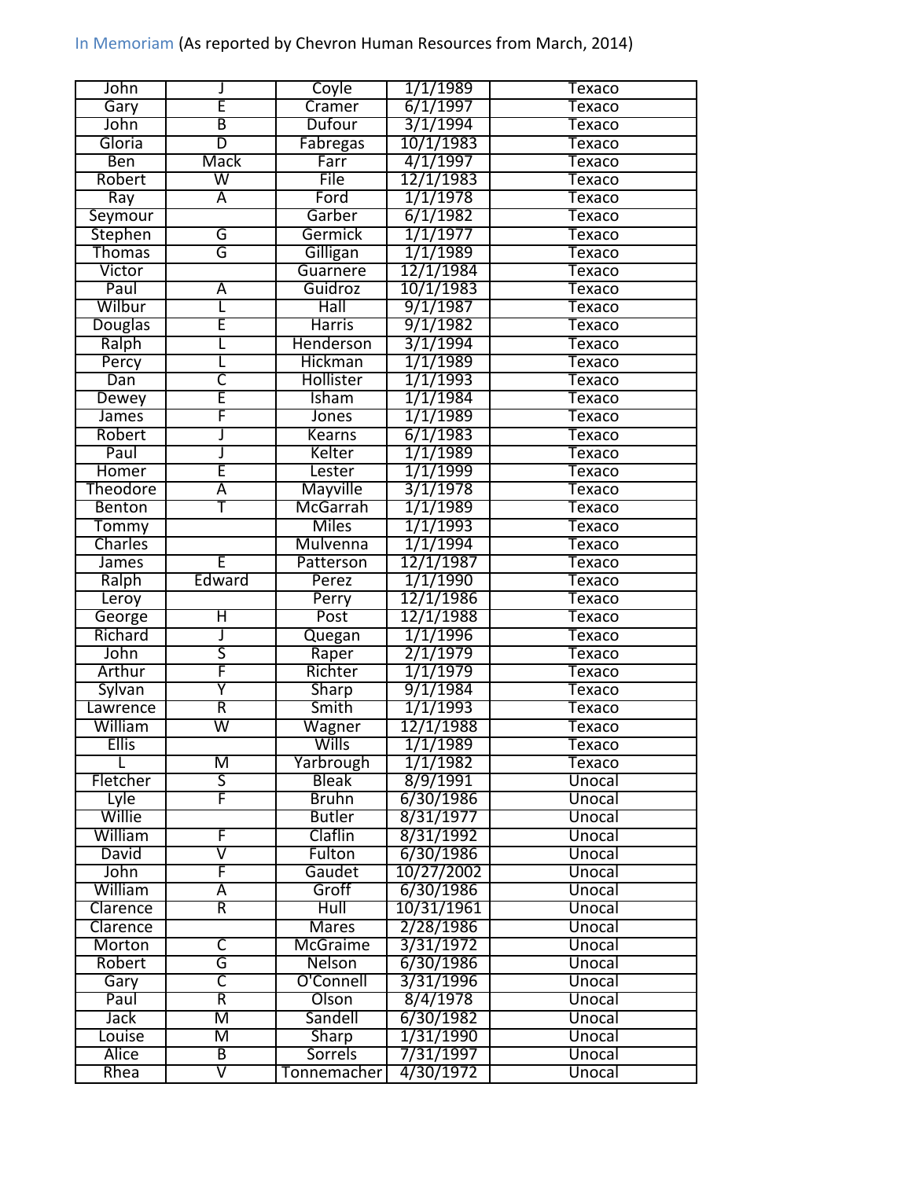In Memoriam (As reported by Chevron Human Resources from March, 2014)

| | | | | |
|---|---|---|---|---|
| John | J | Coyle | 1/1/1989 | Texaco |
| Gary | E | Cramer | 6/1/1997 | Texaco |
| John | B | Dufour | 3/1/1994 | Texaco |
| Gloria | D | Fabregas | 10/1/1983 | Texaco |
| Ben | Mack | Farr | 4/1/1997 | Texaco |
| Robert | W | File | 12/1/1983 | Texaco |
| Ray | A | Ford | 1/1/1978 | Texaco |
| Seymour | | Garber | 6/1/1982 | Texaco |
| Stephen | G | Germick | 1/1/1977 | Texaco |
| Thomas | G | Gilligan | 1/1/1989 | Texaco |
| Victor | | Guarnere | 12/1/1984 | Texaco |
| Paul | A | Guidroz | 10/1/1983 | Texaco |
| Wilbur | L | Hall | 9/1/1987 | Texaco |
| Douglas | E | Harris | 9/1/1982 | Texaco |
| Ralph | L | Henderson | 3/1/1994 | Texaco |
| Percy | L | Hickman | 1/1/1989 | Texaco |
| Dan | C | Hollister | 1/1/1993 | Texaco |
| Dewey | E | Isham | 1/1/1984 | Texaco |
| James | F | Jones | 1/1/1989 | Texaco |
| Robert | J | Kearns | 6/1/1983 | Texaco |
| Paul | J | Kelter | 1/1/1989 | Texaco |
| Homer | E | Lester | 1/1/1999 | Texaco |
| Theodore | A | Mayville | 3/1/1978 | Texaco |
| Benton | T | McGarrah | 1/1/1989 | Texaco |
| Tommy | | Miles | 1/1/1993 | Texaco |
| Charles | | Mulvenna | 1/1/1994 | Texaco |
| James | E | Patterson | 12/1/1987 | Texaco |
| Ralph | Edward | Perez | 1/1/1990 | Texaco |
| Leroy | | Perry | 12/1/1986 | Texaco |
| George | H | Post | 12/1/1988 | Texaco |
| Richard | J | Quegan | 1/1/1996 | Texaco |
| John | S | Raper | 2/1/1979 | Texaco |
| Arthur | F | Richter | 1/1/1979 | Texaco |
| Sylvan | Y | Sharp | 9/1/1984 | Texaco |
| Lawrence | R | Smith | 1/1/1993 | Texaco |
| William | W | Wagner | 12/1/1988 | Texaco |
| Ellis | | Wills | 1/1/1989 | Texaco |
| L | M | Yarbrough | 1/1/1982 | Texaco |
| Fletcher | S | Bleak | 8/9/1991 | Unocal |
| Lyle | F | Bruhn | 6/30/1986 | Unocal |
| Willie | | Butler | 8/31/1977 | Unocal |
| William | F | Claflin | 8/31/1992 | Unocal |
| David | V | Fulton | 6/30/1986 | Unocal |
| John | F | Gaudet | 10/27/2002 | Unocal |
| William | A | Groff | 6/30/1986 | Unocal |
| Clarence | R | Hull | 10/31/1961 | Unocal |
| Clarence | | Mares | 2/28/1986 | Unocal |
| Morton | C | McGraime | 3/31/1972 | Unocal |
| Robert | G | Nelson | 6/30/1986 | Unocal |
| Gary | C | O'Connell | 3/31/1996 | Unocal |
| Paul | R | Olson | 8/4/1978 | Unocal |
| Jack | M | Sandell | 6/30/1982 | Unocal |
| Louise | M | Sharp | 1/31/1990 | Unocal |
| Alice | B | Sorrels | 7/31/1997 | Unocal |
| Rhea | V | Tonnemacher | 4/30/1972 | Unocal |